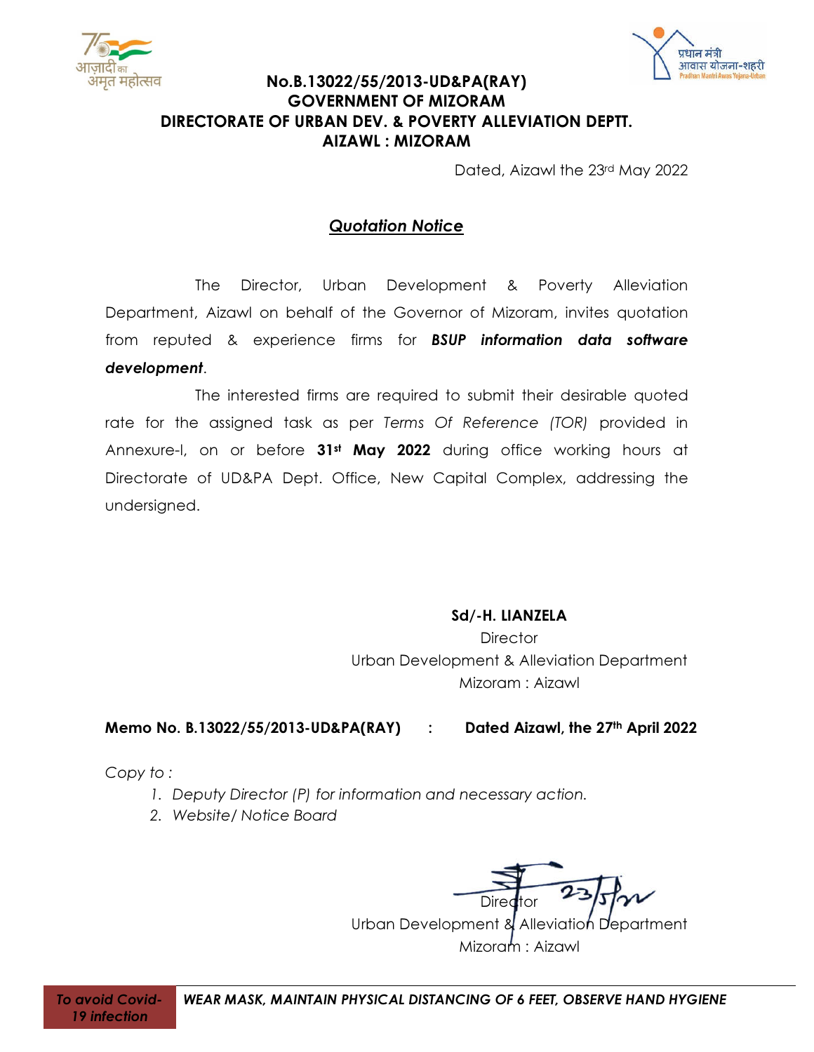**No.B.13022/55/2013-UD&PA(RAY)**
**GOVERNMENT OF MIZORAM**
**DIRECTORATE OF URBAN DEV. & POVERTY ALLEVIATION DEPTT.**
**AIZAWL : MIZORAM**

Dated, Aizawl the 23rd May 2022

## ***Quotation Notice***

The Director, Urban Development & Poverty Alleviation Department, Aizawl on behalf of the Governor of Mizoram, invites quotation from reputed & experience firms for ***BSUP information data software development***.

The interested firms are required to submit their desirable quoted rate for the assigned task as per *Terms Of Reference (TOR)* provided in Annexure-I, on or before **31st May 2022** during office working hours at Directorate of UD&PA Dept. Office, New Capital Complex, addressing the undersigned.

**Sd/-H. LIANZELA**
Director
Urban Development & Alleviation Department
Mizoram : Aizawl

**Memo No. B.13022/55/2013-UD&PA(RAY) : Dated Aizawl, the 27th April 2022**

*Copy to :*

1. *Deputy Director (P) for information and necessary action.*
2. *Website/ Notice Board*

23/5/22

Director
Urban Development & Alleviation Department
Mizoram : Aizawl

*To avoid Covid-19 infection* — ***WEAR MASK, MAINTAIN PHYSICAL DISTANCING OF 6 FEET, OBSERVE HAND HYGIENE***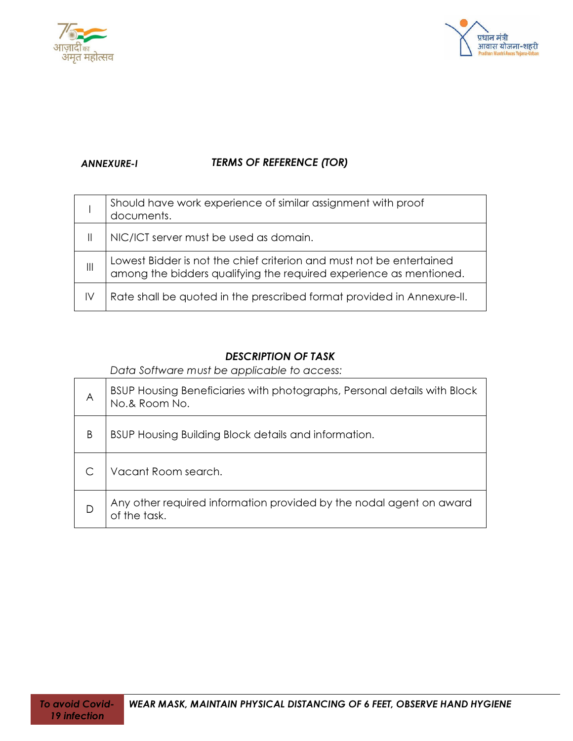**_ANNEXURE-I_** **_TERMS OF REFERENCE (TOR)_**

| | |
|---|---|
| I | Should have work experience of similar assignment with proof documents. |
| II | NIC/ICT server must be used as domain. |
| III | Lowest Bidder is not the chief criterion and must not be entertained among the bidders qualifying the required experience as mentioned. |
| IV | Rate shall be quoted in the prescribed format provided in Annexure-II. |

**_DESCRIPTION OF TASK_**

*Data Software must be applicable to access:*

| | |
|---|---|
| A | BSUP Housing Beneficiaries with photographs, Personal details with Block No.& Room No. |
| B | BSUP Housing Building Block details and information. |
| C | Vacant Room search. |
| D | Any other required information provided by the nodal agent on award of the task. |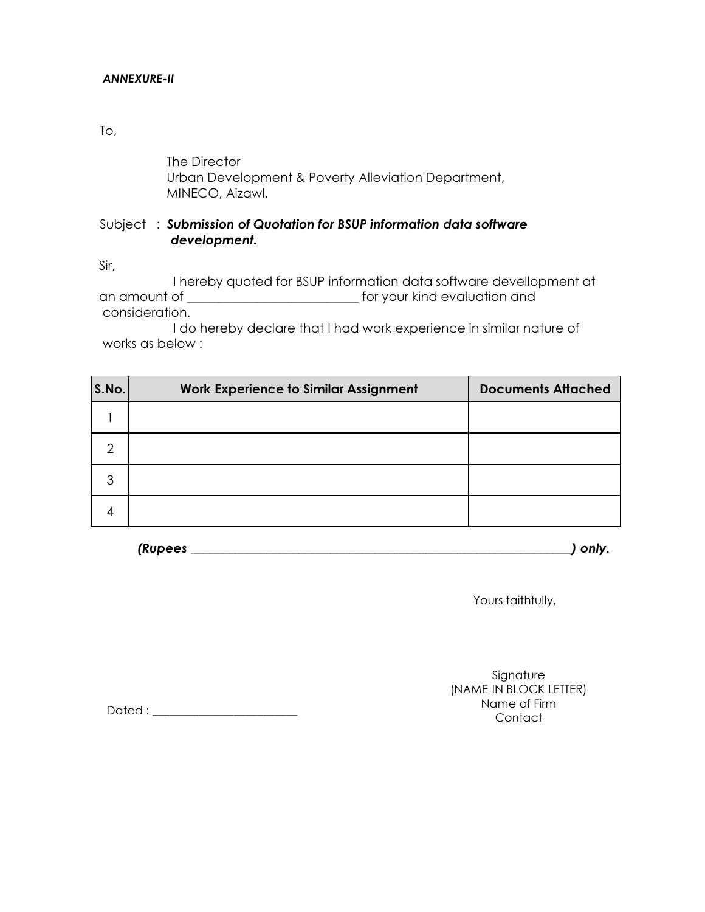***ANNEXURE-II***

To,

The Director
Urban Development & Poverty Alleviation Department,
MINECO, Aizawl.

Subject : ***Submission of Quotation for BSUP information data software development.***

Sir,

I hereby quoted for BSUP information data software devellopment at an amount of ___________________________ for your kind evaluation and consideration.

I do hereby declare that I had work experience in similar nature of works as below :

| S.No. | Work Experience to Similar Assignment | Documents Attached |
|---|---|---|
| 1 | | |
| 2 | | |
| 3 | | |
| 4 | | |

***(Rupees _________________________________________________________________) only.***

Yours faithfully,

Signature
(NAME IN BLOCK LETTER)
Name of Firm
Contact

Dated : _________________________